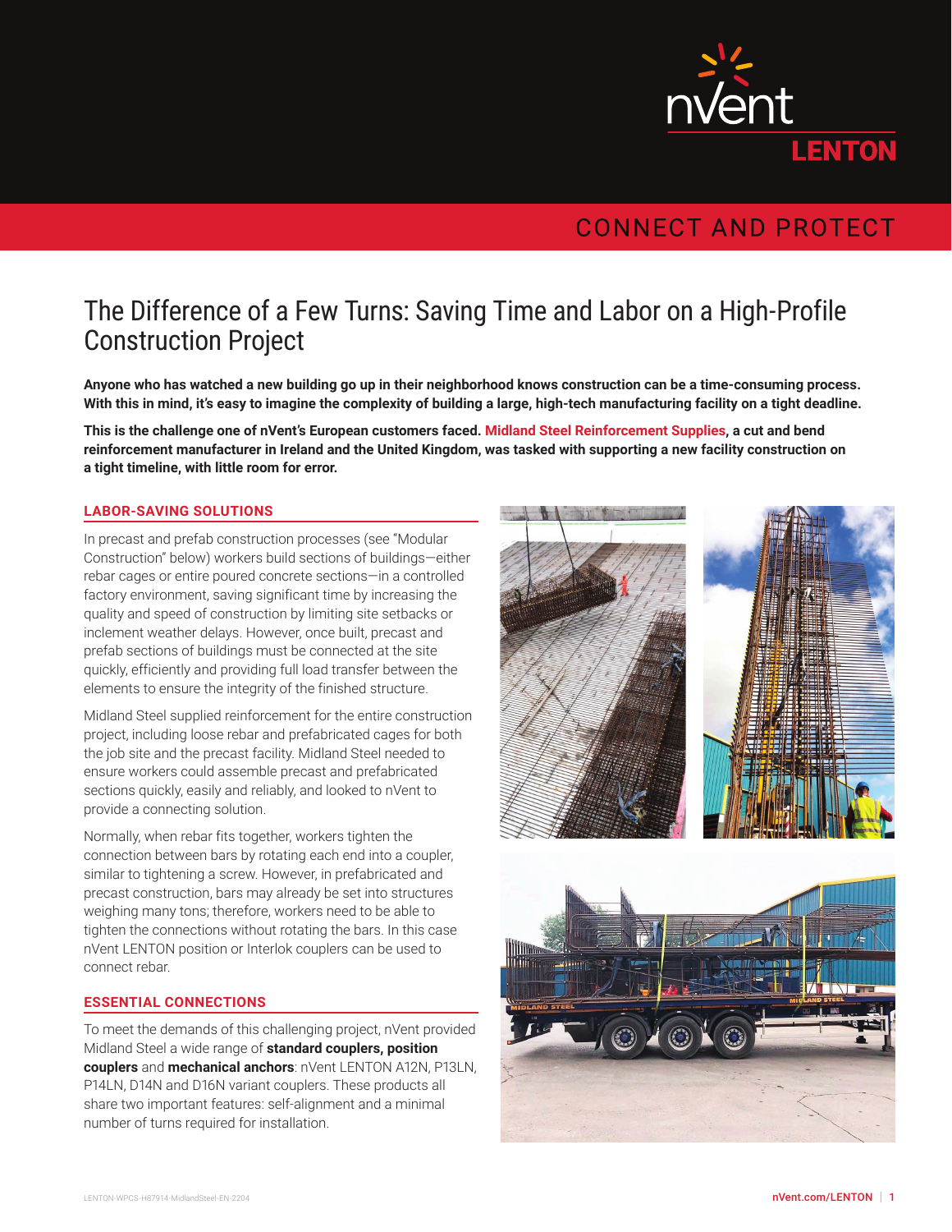nVent LENTON

CONNECT AND PROTECT

# The Difference of a Few Turns: Saving Time and Labor on a High-Profile Construction Project

**Anyone who has watched a new building go up in their neighborhood knows construction can be a time-consuming process. With this in mind, it's easy to imagine the complexity of building a large, high-tech manufacturing facility on a tight deadline.**

**This is the challenge one of nVent's European customers faced. Midland Steel Reinforcement Supplies, a cut and bend reinforcement manufacturer in Ireland and the United Kingdom, was tasked with supporting a new facility construction on a tight timeline, with little room for error.**

## LABOR-SAVING SOLUTIONS

In precast and prefab construction processes (see "Modular Construction" below) workers build sections of buildings—either rebar cages or entire poured concrete sections—in a controlled factory environment, saving significant time by increasing the quality and speed of construction by limiting site setbacks or inclement weather delays. However, once built, precast and prefab sections of buildings must be connected at the site quickly, efficiently and providing full load transfer between the elements to ensure the integrity of the finished structure.

Midland Steel supplied reinforcement for the entire construction project, including loose rebar and prefabricated cages for both the job site and the precast facility. Midland Steel needed to ensure workers could assemble precast and prefabricated sections quickly, easily and reliably, and looked to nVent to provide a connecting solution.

Normally, when rebar fits together, workers tighten the connection between bars by rotating each end into a coupler, similar to tightening a screw. However, in prefabricated and precast construction, bars may already be set into structures weighing many tons; therefore, workers need to be able to tighten the connections without rotating the bars. In this case nVent LENTON position or Interlok couplers can be used to connect rebar.

## ESSENTIAL CONNECTIONS

To meet the demands of this challenging project, nVent provided Midland Steel a wide range of **standard couplers, position couplers** and **mechanical anchors**: nVent LENTON A12N, P13LN, P14LN, D14N and D16N variant couplers. These products all share two important features: self-alignment and a minimal number of turns required for installation.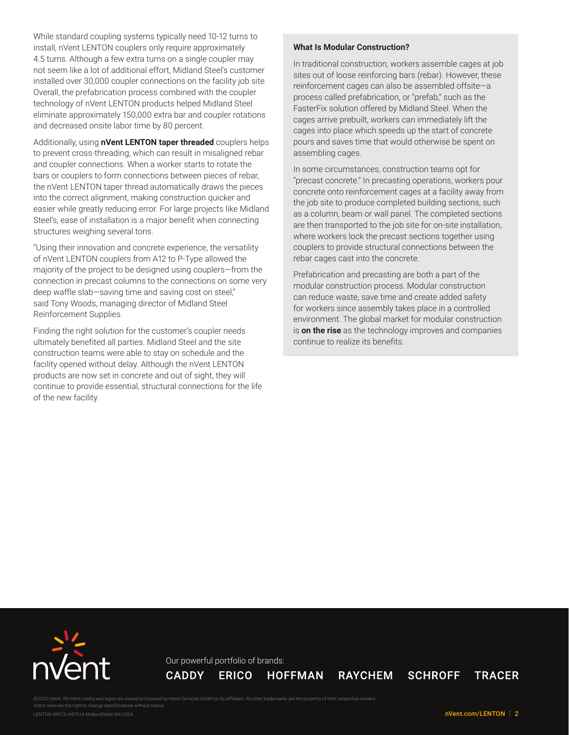While standard coupling systems typically need 10-12 turns to install, nVent LENTON couplers only require approximately 4.5 turns. Although a few extra turns on a single coupler may not seem like a lot of additional effort, Midland Steel's customer installed over 30,000 coupler connections on the facility job site. Overall, the prefabrication process combined with the coupler technology of nVent LENTON products helped Midland Steel eliminate approximately 150,000 extra bar and coupler rotations and decreased onsite labor time by 80 percent.

Additionally, using **nVent LENTON taper threaded** couplers helps to prevent cross-threading, which can result in misaligned rebar and coupler connections. When a worker starts to rotate the bars or couplers to form connections between pieces of rebar, the nVent LENTON taper thread automatically draws the pieces into the correct alignment, making construction quicker and easier while greatly reducing error. For large projects like Midland Steel's, ease of installation is a major benefit when connecting structures weighing several tons.

"Using their innovation and concrete experience, the versatility of nVent LENTON couplers from A12 to P-Type allowed the majority of the project to be designed using couplers—from the connection in precast columns to the connections on some very deep waffle slab—saving time and saving cost on steel," said Tony Woods, managing director of Midland Steel Reinforcement Supplies.

Finding the right solution for the customer's coupler needs ultimately benefited all parties. Midland Steel and the site construction teams were able to stay on schedule and the facility opened without delay. Although the nVent LENTON products are now set in concrete and out of sight, they will continue to provide essential, structural connections for the life of the new facility.

**What Is Modular Construction?**

In traditional construction, workers assemble cages at job sites out of loose reinforcing bars (rebar). However, these reinforcement cages can also be assembled offsite—a process called prefabrication, or "prefab," such as the FasterFix solution offered by Midland Steel. When the cages arrive prebuilt, workers can immediately lift the cages into place which speeds up the start of concrete pours and saves time that would otherwise be spent on assembling cages.

In some circumstances, construction teams opt for "precast concrete." In precasting operations, workers pour concrete onto reinforcement cages at a facility away from the job site to produce completed building sections, such as a column, beam or wall panel. The completed sections are then transported to the job site for on-site installation, where workers lock the precast sections together using couplers to provide structural connections between the rebar cages cast into the concrete.

Prefabrication and precasting are both a part of the modular construction process. Modular construction can reduce waste, save time and create added safety for workers since assembly takes place in a controlled environment. The global market for modular construction is **on the rise** as the technology improves and companies continue to realize its benefits.

Our powerful portfolio of brands:

CADDY ERICO HOFFMAN RAYCHEM SCHROFF TRACER

©2022 nVent. All nVent marks and logos are owned or licensed by nVent Services GmbH or its affiliates. All other trademarks are the property of their respective owners.
nVent reserves the right to change specifications without notice.

LENTON-WPCS-H87914-MidlandSteel-EN-2204

nVent.com/LENTON